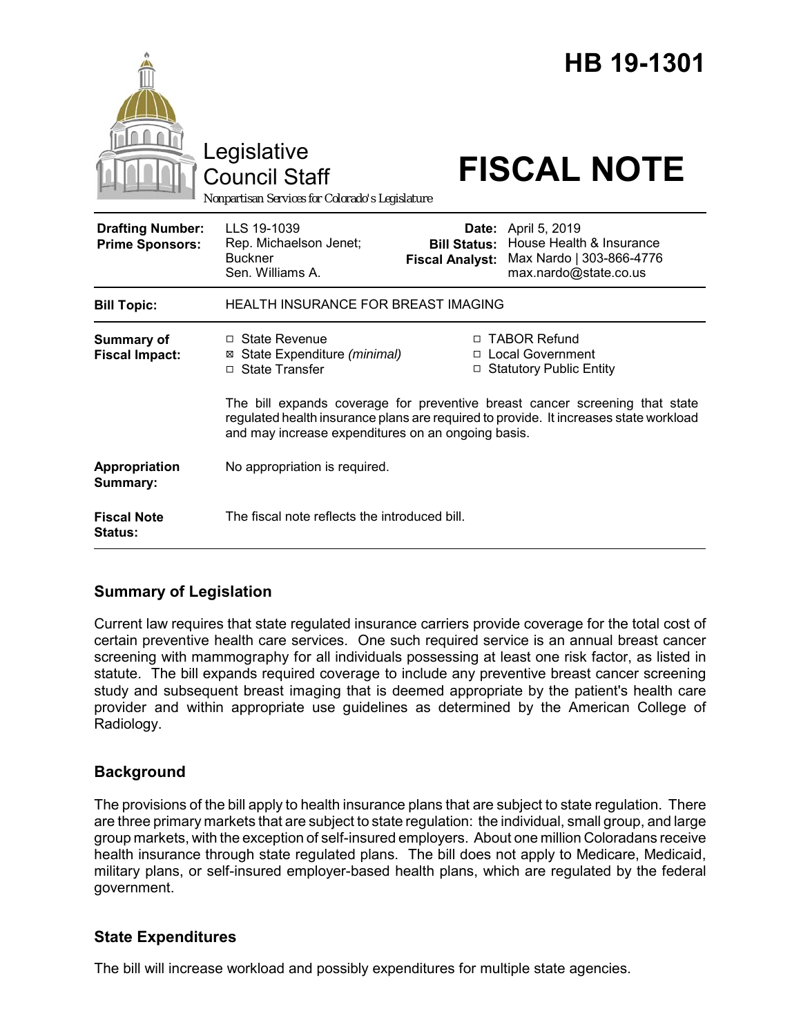# HB 19-1301

Legislative Council Staff
*Nonpartisan Services for Colorado's Legislature*

# FISCAL NOTE

| | | | |
|---|---|---|---|
| **Drafting Number:** | LLS 19-1039 | **Date:** | April 5, 2019 |
| **Prime Sponsors:** | Rep. Michaelson Jenet; Buckner<br>Sen. Williams A. | **Bill Status:** | House Health & Insurance |
| | | **Fiscal Analyst:** | Max Nardo \| 303-866-4776<br>max.nardo@state.co.us |

| | |
|---|---|
| **Bill Topic:** | HEALTH INSURANCE FOR BREAST IMAGING |
| **Summary of Fiscal Impact:** | ☐ State Revenue<br>☒ State Expenditure *(minimal)*<br>☐ State Transfer<br>☐ TABOR Refund<br>☐ Local Government<br>☐ Statutory Public Entity<br><br>The bill expands coverage for preventive breast cancer screening that state regulated health insurance plans are required to provide. It increases state workload and may increase expenditures on an ongoing basis. |
| **Appropriation Summary:** | No appropriation is required. |
| **Fiscal Note Status:** | The fiscal note reflects the introduced bill. |

## Summary of Legislation

Current law requires that state regulated insurance carriers provide coverage for the total cost of certain preventive health care services. One such required service is an annual breast cancer screening with mammography for all individuals possessing at least one risk factor, as listed in statute. The bill expands required coverage to include any preventive breast cancer screening study and subsequent breast imaging that is deemed appropriate by the patient's health care provider and within appropriate use guidelines as determined by the American College of Radiology.

## Background

The provisions of the bill apply to health insurance plans that are subject to state regulation. There are three primary markets that are subject to state regulation: the individual, small group, and large group markets, with the exception of self-insured employers. About one million Coloradans receive health insurance through state regulated plans. The bill does not apply to Medicare, Medicaid, military plans, or self-insured employer-based health plans, which are regulated by the federal government.

## State Expenditures

The bill will increase workload and possibly expenditures for multiple state agencies.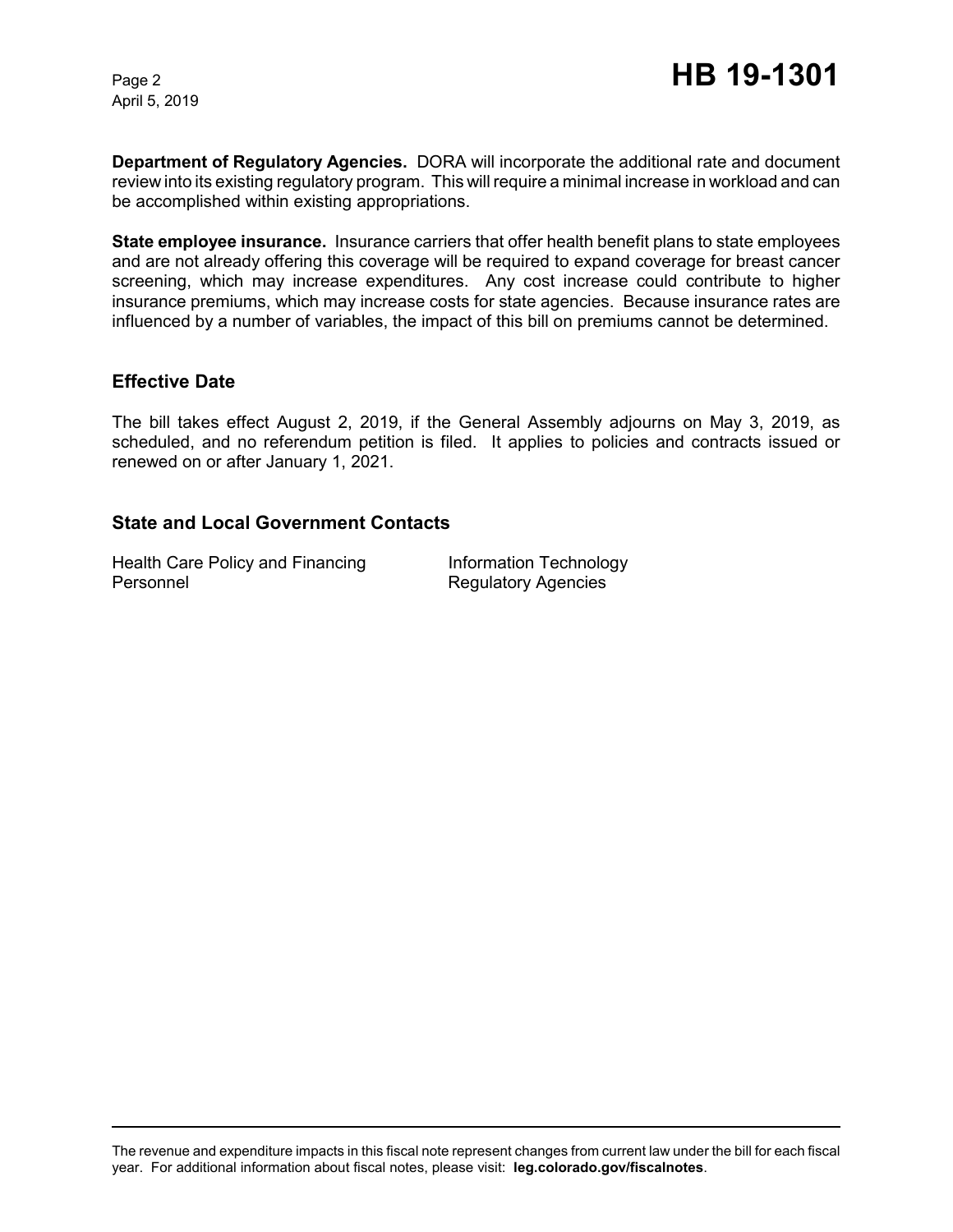**Department of Regulatory Agencies.** DORA will incorporate the additional rate and document review into its existing regulatory program. This will require a minimal increase in workload and can be accomplished within existing appropriations.

**State employee insurance.** Insurance carriers that offer health benefit plans to state employees and are not already offering this coverage will be required to expand coverage for breast cancer screening, which may increase expenditures. Any cost increase could contribute to higher insurance premiums, which may increase costs for state agencies. Because insurance rates are influenced by a number of variables, the impact of this bill on premiums cannot be determined.

## Effective Date

The bill takes effect August 2, 2019, if the General Assembly adjourns on May 3, 2019, as scheduled, and no referendum petition is filed. It applies to policies and contracts issued or renewed on or after January 1, 2021.

## State and Local Government Contacts

| | |
|---|---|
| Health Care Policy and Financing | Information Technology |
| Personnel | Regulatory Agencies |

The revenue and expenditure impacts in this fiscal note represent changes from current law under the bill for each fiscal year. For additional information about fiscal notes, please visit: **leg.colorado.gov/fiscalnotes**.